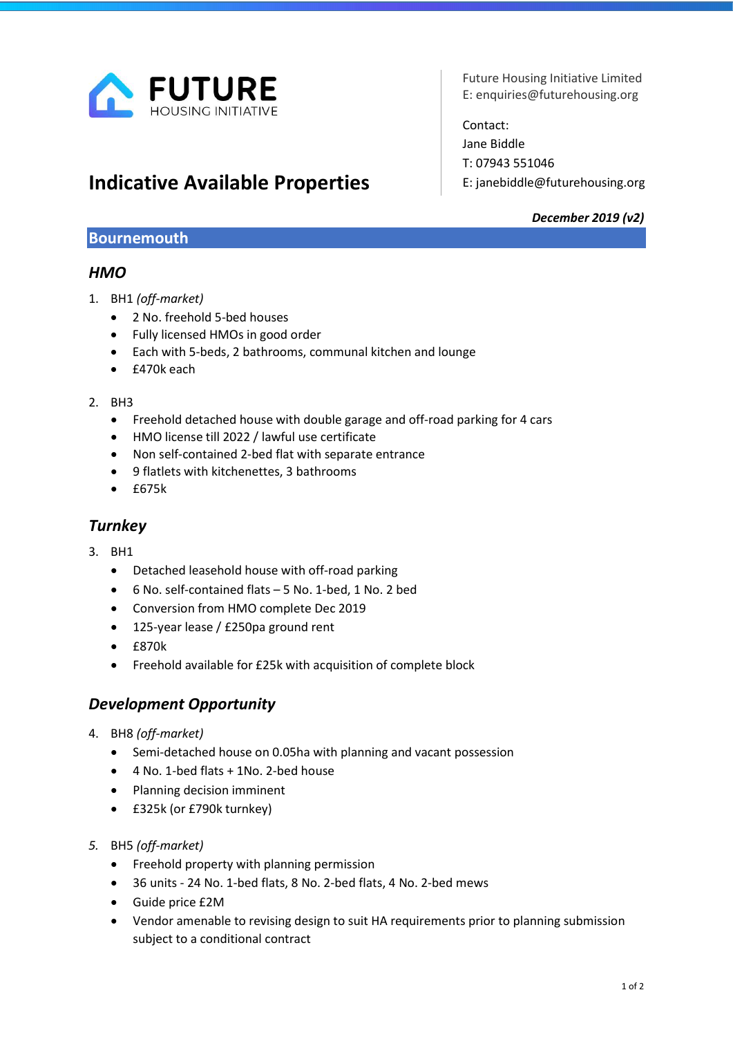**FUTURE** HOUSING INITIATIVE

Future Housing Initiative Limited
E: enquiries@futurehousing.org

Contact:
Jane Biddle
T: 07943 551046
E: janebiddle@futurehousing.org

# Indicative Available Properties

***December 2019 (v2)***

## Bournemouth

### *HMO*

1. BH1 *(off-market)*
    - 2 No. freehold 5-bed houses
    - Fully licensed HMOs in good order
    - Each with 5-beds, 2 bathrooms, communal kitchen and lounge
    - £470k each

2. BH3
    - Freehold detached house with double garage and off-road parking for 4 cars
    - HMO license till 2022 / lawful use certificate
    - Non self-contained 2-bed flat with separate entrance
    - 9 flatlets with kitchenettes, 3 bathrooms
    - £675k

### *Turnkey*

3. BH1
    - Detached leasehold house with off-road parking
    - 6 No. self-contained flats – 5 No. 1-bed, 1 No. 2 bed
    - Conversion from HMO complete Dec 2019
    - 125-year lease / £250pa ground rent
    - £870k
    - Freehold available for £25k with acquisition of complete block

### *Development Opportunity*

4. BH8 *(off-market)*
    - Semi-detached house on 0.05ha with planning and vacant possession
    - 4 No. 1-bed flats + 1No. 2-bed house
    - Planning decision imminent
    - £325k (or £790k turnkey)

5. BH5 *(off-market)*
    - Freehold property with planning permission
    - 36 units - 24 No. 1-bed flats, 8 No. 2-bed flats, 4 No. 2-bed mews
    - Guide price £2M
    - Vendor amenable to revising design to suit HA requirements prior to planning submission subject to a conditional contract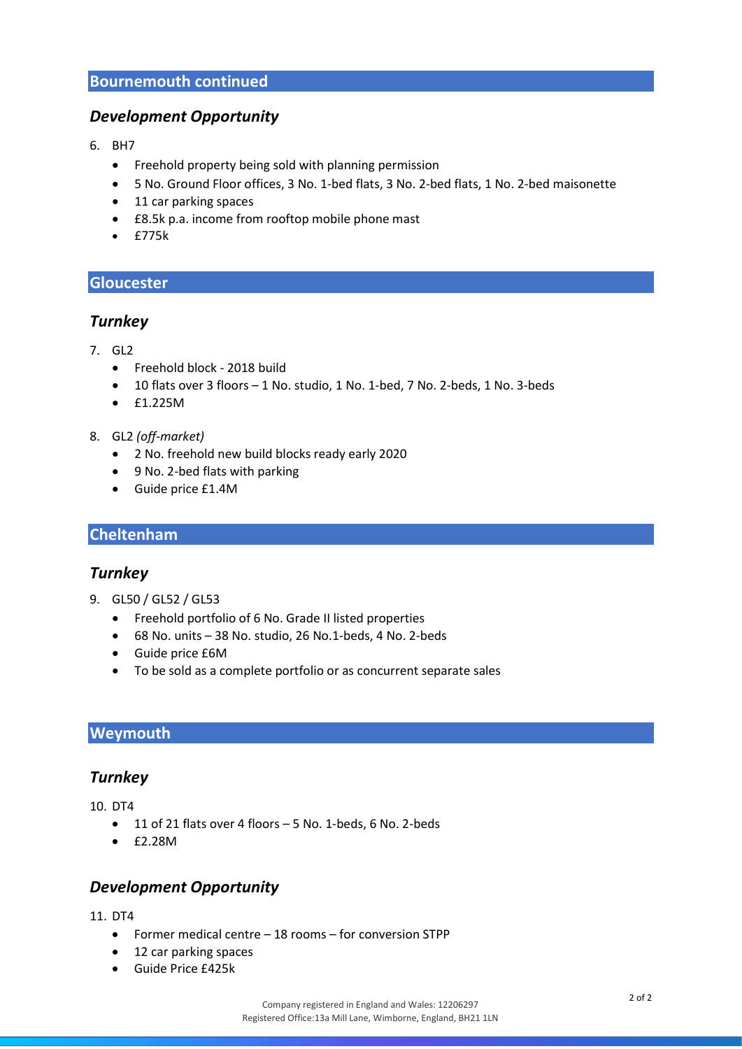## Bournemouth continued

### *Development Opportunity*

6. BH7
   - Freehold property being sold with planning permission
   - 5 No. Ground Floor offices, 3 No. 1-bed flats, 3 No. 2-bed flats, 1 No. 2-bed maisonette
   - 11 car parking spaces
   - £8.5k p.a. income from rooftop mobile phone mast
   - £775k

## Gloucester

### *Turnkey*

7. GL2
   - Freehold block - 2018 build
   - 10 flats over 3 floors – 1 No. studio, 1 No. 1-bed, 7 No. 2-beds, 1 No. 3-beds
   - £1.225M

8. GL2 *(off-market)*
   - 2 No. freehold new build blocks ready early 2020
   - 9 No. 2-bed flats with parking
   - Guide price £1.4M

## Cheltenham

### *Turnkey*

9. GL50 / GL52 / GL53
   - Freehold portfolio of 6 No. Grade II listed properties
   - 68 No. units – 38 No. studio, 26 No.1-beds, 4 No. 2-beds
   - Guide price £6M
   - To be sold as a complete portfolio or as concurrent separate sales

## Weymouth

### *Turnkey*

10. DT4
    - 11 of 21 flats over 4 floors – 5 No. 1-beds, 6 No. 2-beds
    - £2.28M

### *Development Opportunity*

11. DT4
    - Former medical centre – 18 rooms – for conversion STPP
    - 12 car parking spaces
    - Guide Price £425k

Company registered in England and Wales: 12206297
Registered Office:13a Mill Lane, Wimborne, England, BH21 1LN